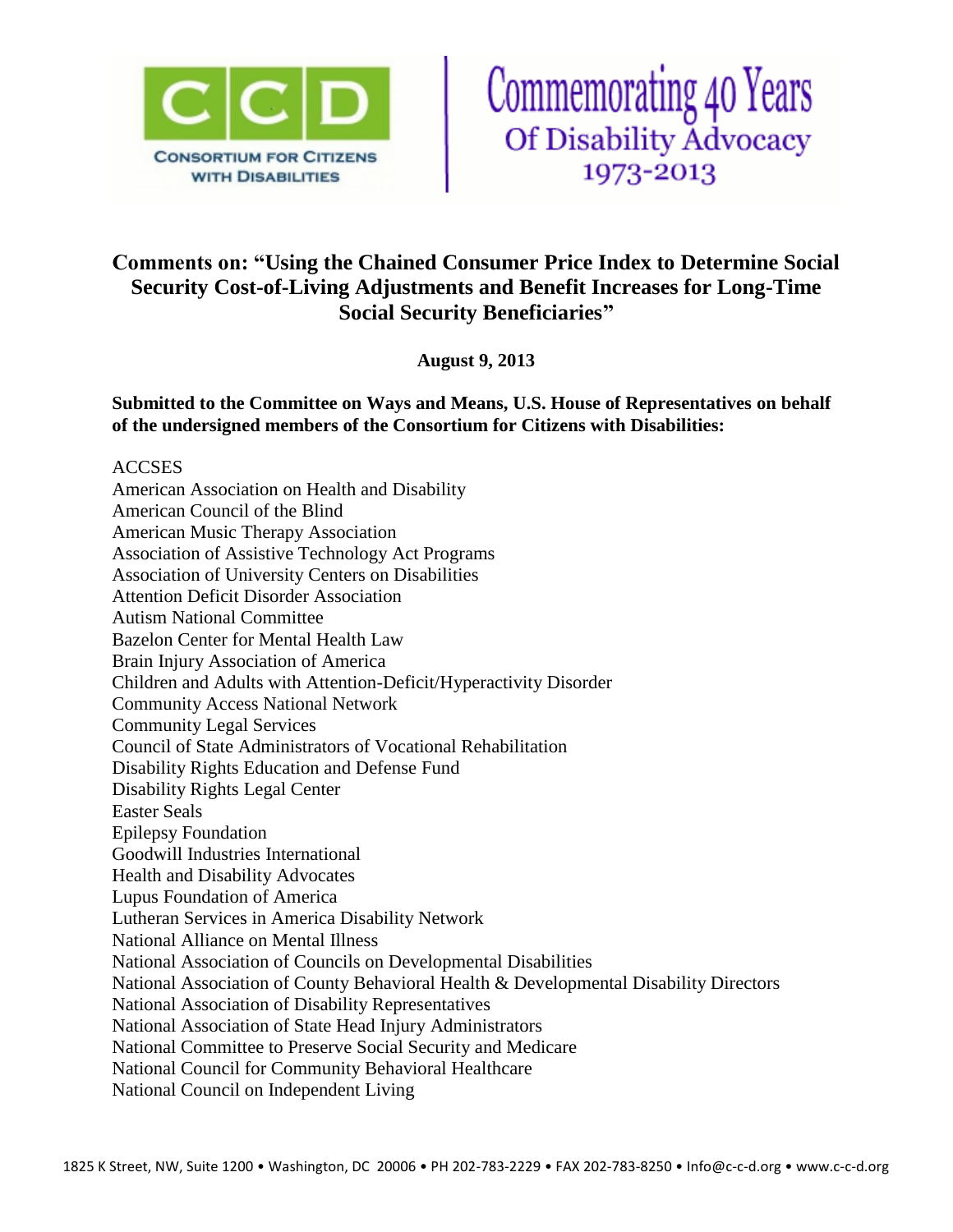CONSORTIUM FOR CITIZENS WITH DISABILITIES

Commemorating 40 Years Of Disability Advocacy 1973-2013

## Comments on: "Using the Chained Consumer Price Index to Determine Social Security Cost-of-Living Adjustments and Benefit Increases for Long-Time Social Security Beneficiaries"

**August 9, 2013**

**Submitted to the Committee on Ways and Means, U.S. House of Representatives on behalf of the undersigned members of the Consortium for Citizens with Disabilities:**

ACCSES
American Association on Health and Disability
American Council of the Blind
American Music Therapy Association
Association of Assistive Technology Act Programs
Association of University Centers on Disabilities
Attention Deficit Disorder Association
Autism National Committee
Bazelon Center for Mental Health Law
Brain Injury Association of America
Children and Adults with Attention-Deficit/Hyperactivity Disorder
Community Access National Network
Community Legal Services
Council of State Administrators of Vocational Rehabilitation
Disability Rights Education and Defense Fund
Disability Rights Legal Center
Easter Seals
Epilepsy Foundation
Goodwill Industries International
Health and Disability Advocates
Lupus Foundation of America
Lutheran Services in America Disability Network
National Alliance on Mental Illness
National Association of Councils on Developmental Disabilities
National Association of County Behavioral Health & Developmental Disability Directors
National Association of Disability Representatives
National Association of State Head Injury Administrators
National Committee to Preserve Social Security and Medicare
National Council for Community Behavioral Healthcare
National Council on Independent Living

1825 K Street, NW, Suite 1200 • Washington, DC 20006 • PH 202-783-2229 • FAX 202-783-8250 • Info@c-c-d.org • www.c-c-d.org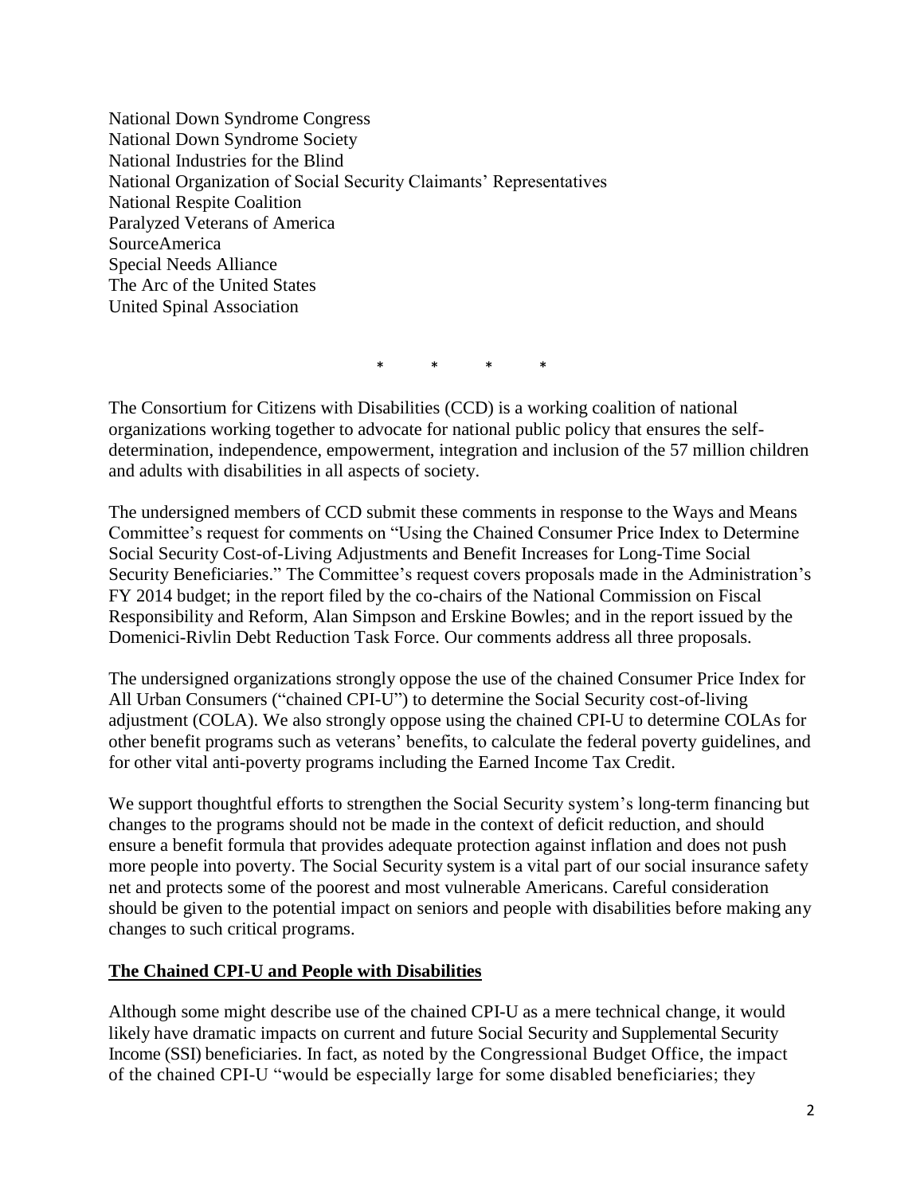National Down Syndrome Congress
National Down Syndrome Society
National Industries for the Blind
National Organization of Social Security Claimants' Representatives
National Respite Coalition
Paralyzed Veterans of America
SourceAmerica
Special Needs Alliance
The Arc of the United States
United Spinal Association

\* \* \* \*

The Consortium for Citizens with Disabilities (CCD) is a working coalition of national organizations working together to advocate for national public policy that ensures the self-determination, independence, empowerment, integration and inclusion of the 57 million children and adults with disabilities in all aspects of society.

The undersigned members of CCD submit these comments in response to the Ways and Means Committee's request for comments on "Using the Chained Consumer Price Index to Determine Social Security Cost-of-Living Adjustments and Benefit Increases for Long-Time Social Security Beneficiaries." The Committee's request covers proposals made in the Administration's FY 2014 budget; in the report filed by the co-chairs of the National Commission on Fiscal Responsibility and Reform, Alan Simpson and Erskine Bowles; and in the report issued by the Domenici-Rivlin Debt Reduction Task Force. Our comments address all three proposals.

The undersigned organizations strongly oppose the use of the chained Consumer Price Index for All Urban Consumers ("chained CPI-U") to determine the Social Security cost-of-living adjustment (COLA). We also strongly oppose using the chained CPI-U to determine COLAs for other benefit programs such as veterans' benefits, to calculate the federal poverty guidelines, and for other vital anti-poverty programs including the Earned Income Tax Credit.

We support thoughtful efforts to strengthen the Social Security system's long-term financing but changes to the programs should not be made in the context of deficit reduction, and should ensure a benefit formula that provides adequate protection against inflation and does not push more people into poverty. The Social Security system is a vital part of our social insurance safety net and protects some of the poorest and most vulnerable Americans. Careful consideration should be given to the potential impact on seniors and people with disabilities before making any changes to such critical programs.

## The Chained CPI-U and People with Disabilities

Although some might describe use of the chained CPI-U as a mere technical change, it would likely have dramatic impacts on current and future Social Security and Supplemental Security Income (SSI) beneficiaries. In fact, as noted by the Congressional Budget Office, the impact of the chained CPI-U "would be especially large for some disabled beneficiaries; they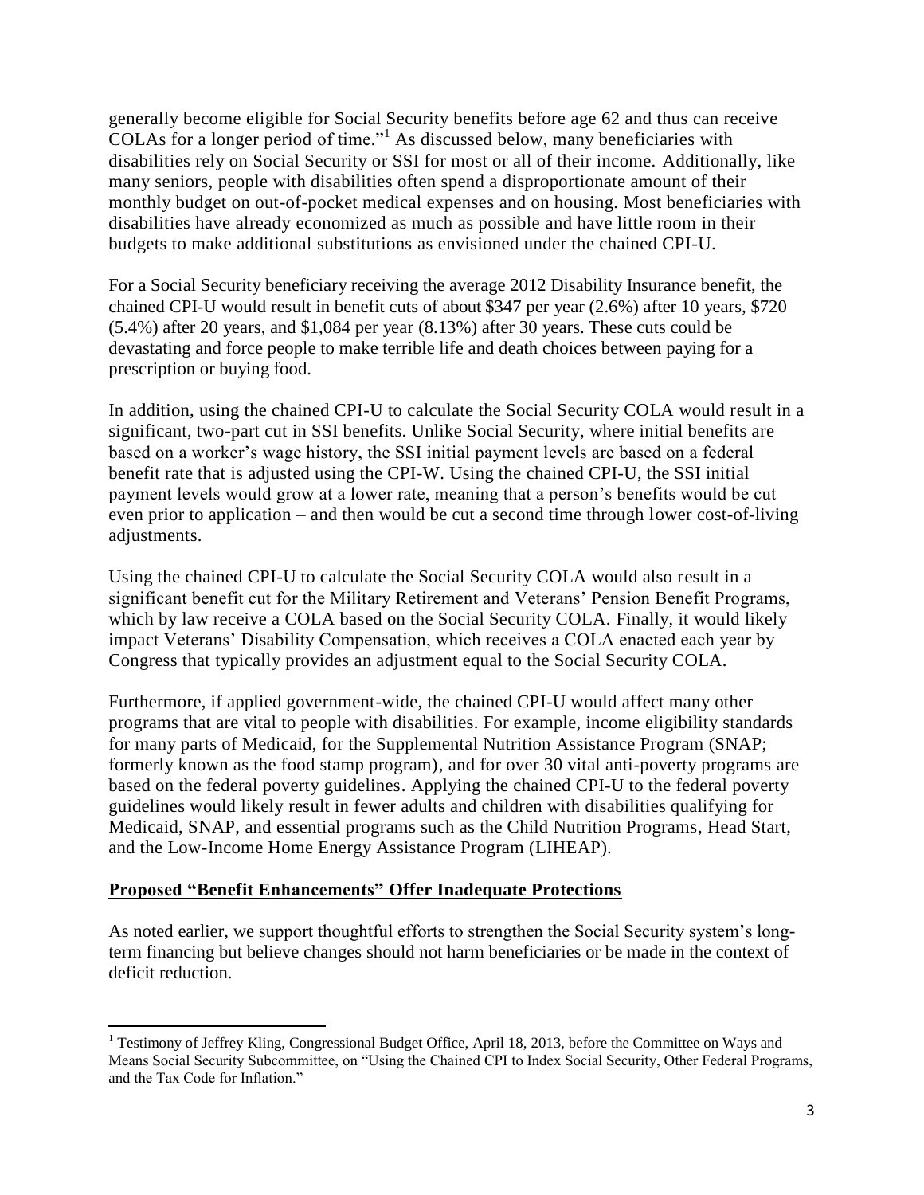generally become eligible for Social Security benefits before age 62 and thus can receive COLAs for a longer period of time."[1] As discussed below, many beneficiaries with disabilities rely on Social Security or SSI for most or all of their income. Additionally, like many seniors, people with disabilities often spend a disproportionate amount of their monthly budget on out-of-pocket medical expenses and on housing. Most beneficiaries with disabilities have already economized as much as possible and have little room in their budgets to make additional substitutions as envisioned under the chained CPI-U.

For a Social Security beneficiary receiving the average 2012 Disability Insurance benefit, the chained CPI-U would result in benefit cuts of about $347 per year (2.6%) after 10 years, $720 (5.4%) after 20 years, and $1,084 per year (8.13%) after 30 years. These cuts could be devastating and force people to make terrible life and death choices between paying for a prescription or buying food.

In addition, using the chained CPI-U to calculate the Social Security COLA would result in a significant, two-part cut in SSI benefits. Unlike Social Security, where initial benefits are based on a worker's wage history, the SSI initial payment levels are based on a federal benefit rate that is adjusted using the CPI-W. Using the chained CPI-U, the SSI initial payment levels would grow at a lower rate, meaning that a person's benefits would be cut even prior to application – and then would be cut a second time through lower cost-of-living adjustments.

Using the chained CPI-U to calculate the Social Security COLA would also result in a significant benefit cut for the Military Retirement and Veterans' Pension Benefit Programs, which by law receive a COLA based on the Social Security COLA. Finally, it would likely impact Veterans' Disability Compensation, which receives a COLA enacted each year by Congress that typically provides an adjustment equal to the Social Security COLA.

Furthermore, if applied government-wide, the chained CPI-U would affect many other programs that are vital to people with disabilities. For example, income eligibility standards for many parts of Medicaid, for the Supplemental Nutrition Assistance Program (SNAP; formerly known as the food stamp program), and for over 30 vital anti-poverty programs are based on the federal poverty guidelines. Applying the chained CPI-U to the federal poverty guidelines would likely result in fewer adults and children with disabilities qualifying for Medicaid, SNAP, and essential programs such as the Child Nutrition Programs, Head Start, and the Low-Income Home Energy Assistance Program (LIHEAP).

## **Proposed "Benefit Enhancements" Offer Inadequate Protections**

As noted earlier, we support thoughtful efforts to strengthen the Social Security system's long-term financing but believe changes should not harm beneficiaries or be made in the context of deficit reduction.

---

[1] Testimony of Jeffrey Kling, Congressional Budget Office, April 18, 2013, before the Committee on Ways and Means Social Security Subcommittee, on "Using the Chained CPI to Index Social Security, Other Federal Programs, and the Tax Code for Inflation."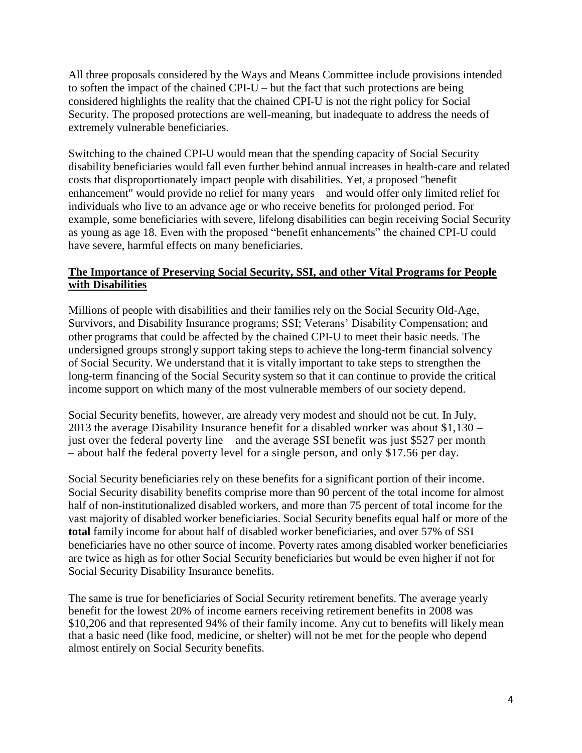All three proposals considered by the Ways and Means Committee include provisions intended to soften the impact of the chained CPI-U – but the fact that such protections are being considered highlights the reality that the chained CPI-U is not the right policy for Social Security. The proposed protections are well-meaning, but inadequate to address the needs of extremely vulnerable beneficiaries.

Switching to the chained CPI-U would mean that the spending capacity of Social Security disability beneficiaries would fall even further behind annual increases in health-care and related costs that disproportionately impact people with disabilities. Yet, a proposed "benefit enhancement" would provide no relief for many years – and would offer only limited relief for individuals who live to an advance age or who receive benefits for prolonged period. For example, some beneficiaries with severe, lifelong disabilities can begin receiving Social Security as young as age 18. Even with the proposed "benefit enhancements" the chained CPI-U could have severe, harmful effects on many beneficiaries.

## The Importance of Preserving Social Security, SSI, and other Vital Programs for People with Disabilities

Millions of people with disabilities and their families rely on the Social Security Old-Age, Survivors, and Disability Insurance programs; SSI; Veterans' Disability Compensation; and other programs that could be affected by the chained CPI-U to meet their basic needs. The undersigned groups strongly support taking steps to achieve the long-term financial solvency of Social Security. We understand that it is vitally important to take steps to strengthen the long-term financing of the Social Security system so that it can continue to provide the critical income support on which many of the most vulnerable members of our society depend.

Social Security benefits, however, are already very modest and should not be cut. In July, 2013 the average Disability Insurance benefit for a disabled worker was about $1,130 – just over the federal poverty line – and the average SSI benefit was just $527 per month – about half the federal poverty level for a single person, and only $17.56 per day.

Social Security beneficiaries rely on these benefits for a significant portion of their income. Social Security disability benefits comprise more than 90 percent of the total income for almost half of non-institutionalized disabled workers, and more than 75 percent of total income for the vast majority of disabled worker beneficiaries. Social Security benefits equal half or more of the **total** family income for about half of disabled worker beneficiaries, and over 57% of SSI beneficiaries have no other source of income. Poverty rates among disabled worker beneficiaries are twice as high as for other Social Security beneficiaries but would be even higher if not for Social Security Disability Insurance benefits.

The same is true for beneficiaries of Social Security retirement benefits. The average yearly benefit for the lowest 20% of income earners receiving retirement benefits in 2008 was $10,206 and that represented 94% of their family income. Any cut to benefits will likely mean that a basic need (like food, medicine, or shelter) will not be met for the people who depend almost entirely on Social Security benefits.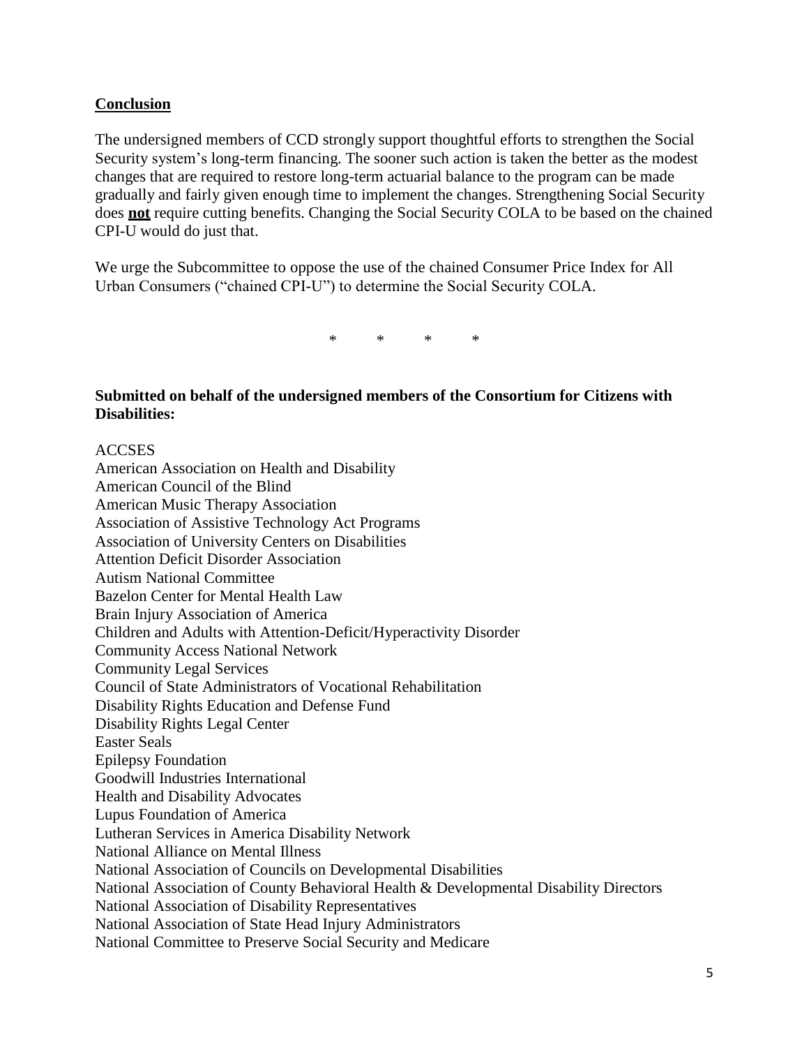## Conclusion

The undersigned members of CCD strongly support thoughtful efforts to strengthen the Social Security system's long-term financing. The sooner such action is taken the better as the modest changes that are required to restore long-term actuarial balance to the program can be made gradually and fairly given enough time to implement the changes. Strengthening Social Security does **not** require cutting benefits. Changing the Social Security COLA to be based on the chained CPI-U would do just that.

We urge the Subcommittee to oppose the use of the chained Consumer Price Index for All Urban Consumers ("chained CPI-U") to determine the Social Security COLA.

\*    \*    \*    \*

**Submitted on behalf of the undersigned members of the Consortium for Citizens with Disabilities:**

ACCSES
American Association on Health and Disability
American Council of the Blind
American Music Therapy Association
Association of Assistive Technology Act Programs
Association of University Centers on Disabilities
Attention Deficit Disorder Association
Autism National Committee
Bazelon Center for Mental Health Law
Brain Injury Association of America
Children and Adults with Attention-Deficit/Hyperactivity Disorder
Community Access National Network
Community Legal Services
Council of State Administrators of Vocational Rehabilitation
Disability Rights Education and Defense Fund
Disability Rights Legal Center
Easter Seals
Epilepsy Foundation
Goodwill Industries International
Health and Disability Advocates
Lupus Foundation of America
Lutheran Services in America Disability Network
National Alliance on Mental Illness
National Association of Councils on Developmental Disabilities
National Association of County Behavioral Health & Developmental Disability Directors
National Association of Disability Representatives
National Association of State Head Injury Administrators
National Committee to Preserve Social Security and Medicare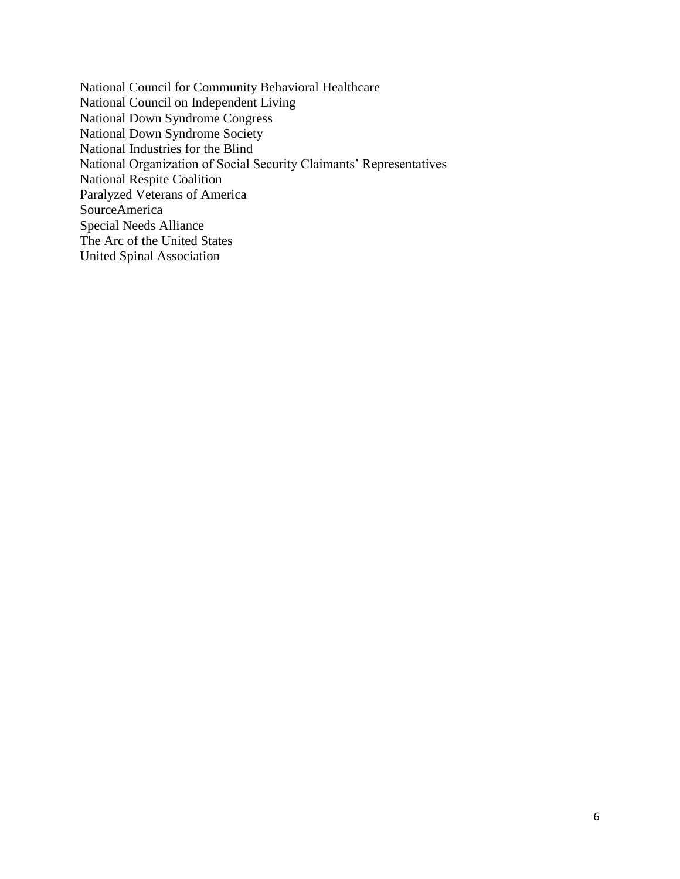National Council for Community Behavioral Healthcare
National Council on Independent Living
National Down Syndrome Congress
National Down Syndrome Society
National Industries for the Blind
National Organization of Social Security Claimants' Representatives
National Respite Coalition
Paralyzed Veterans of America
SourceAmerica
Special Needs Alliance
The Arc of the United States
United Spinal Association